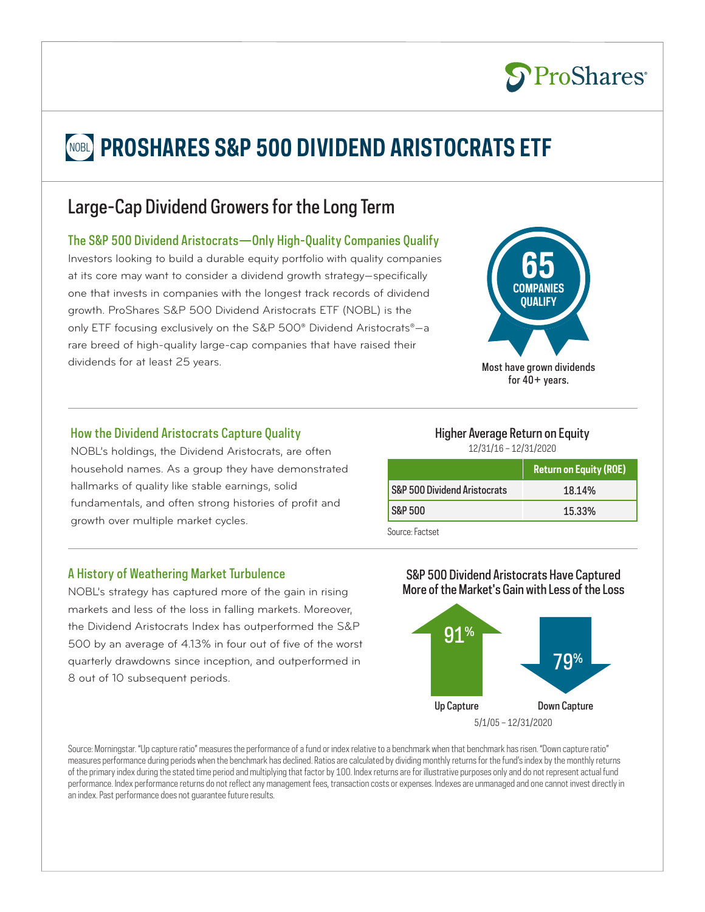ProShares

# NOBL PROSHARES S&P 500 DIVIDEND ARISTOCRATS ETF

## Large-Cap Dividend Growers for the Long Term

### The S&P 500 Dividend Aristocrats—Only High-Quality Companies Qualify

Investors looking to build a durable equity portfolio with quality companies at its core may want to consider a dividend growth strategy—specifically one that invests in companies with the longest track records of dividend growth. ProShares S&P 500 Dividend Aristocrats ETF (NOBL) is the only ETF focusing exclusively on the S&P 500® Dividend Aristocrats®—a rare breed of high-quality large-cap companies that have raised their dividends for at least 25 years.

**65 COMPANIES QUALIFY**

Most have grown dividends for 40+ years.

### How the Dividend Aristocrats Capture Quality

NOBL's holdings, the Dividend Aristocrats, are often household names. As a group they have demonstrated hallmarks of quality like stable earnings, solid fundamentals, and often strong histories of profit and growth over multiple market cycles.

**Higher Average Return on Equity**

12/31/16 – 12/31/2020

| | Return on Equity (ROE) |
|---|---|
| S&P 500 Dividend Aristocrats | 18.14% |
| S&P 500 | 15.33% |

Source: Factset

### A History of Weathering Market Turbulence

NOBL's strategy has captured more of the gain in rising markets and less of the loss in falling markets. Moreover, the Dividend Aristocrats Index has outperformed the S&P 500 by an average of 4.13% in four out of five of the worst quarterly drawdowns since inception, and outperformed in 8 out of 10 subsequent periods.

**S&P 500 Dividend Aristocrats Have Captured More of the Market's Gain with Less of the Loss**

| Up Capture | Down Capture |
|---|---|
| 91% | 79% |

5/1/05 – 12/31/2020

Source: Morningstar. "Up capture ratio" measures the performance of a fund or index relative to a benchmark when that benchmark has risen. "Down capture ratio" measures performance during periods when the benchmark has declined. Ratios are calculated by dividing monthly returns for the fund's index by the monthly returns of the primary index during the stated time period and multiplying that factor by 100. Index returns are for illustrative purposes only and do not represent actual fund performance. Index performance returns do not reflect any management fees, transaction costs or expenses. Indexes are unmanaged and one cannot invest directly in an index. Past performance does not guarantee future results.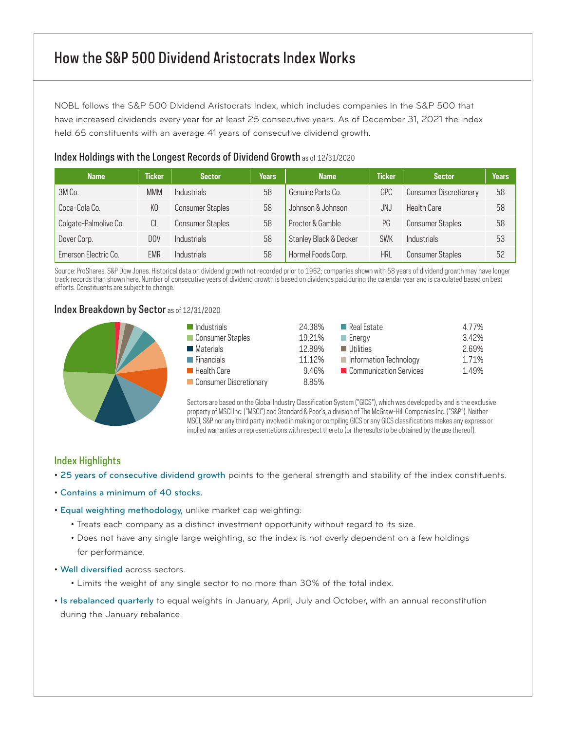# How the S&P 500 Dividend Aristocrats Index Works

NOBL follows the S&P 500 Dividend Aristocrats Index, which includes companies in the S&P 500 that have increased dividends every year for at least 25 consecutive years. As of December 31, 2021 the index held 65 constituents with an average 41 years of consecutive dividend growth.

## Index Holdings with the Longest Records of Dividend Growth as of 12/31/2020

| Name | Ticker | Sector | Years | Name | Ticker | Sector | Years |
|---|---|---|---|---|---|---|---|
| 3M Co. | MMM | Industrials | 58 | Genuine Parts Co. | GPC | Consumer Discretionary | 58 |
| Coca-Cola Co. | KO | Consumer Staples | 58 | Johnson & Johnson | JNJ | Health Care | 58 |
| Colgate-Palmolive Co. | CL | Consumer Staples | 58 | Procter & Gamble | PG | Consumer Staples | 58 |
| Dover Corp. | DOV | Industrials | 58 | Stanley Black & Decker | SWK | Industrials | 53 |
| Emerson Electric Co. | EMR | Industrials | 58 | Hormel Foods Corp. | HRL | Consumer Staples | 52 |

Source: ProShares, S&P Dow Jones. Historical data on dividend growth not recorded prior to 1962; companies shown with 58 years of dividend growth may have longer track records than shown here. Number of consecutive years of dividend growth is based on dividends paid during the calendar year and is calculated based on best efforts. Constituents are subject to change.

## Index Breakdown by Sector as of 12/31/2020

| Sector | Weight |
|---|---|
| Industrials | 24.38% |
| Consumer Staples | 19.21% |
| Materials | 12.89% |
| Financials | 11.12% |
| Health Care | 9.46% |
| Consumer Discretionary | 8.85% |
| Real Estate | 4.77% |
| Energy | 3.42% |
| Utilities | 2.69% |
| Information Technology | 1.71% |
| Communication Services | 1.49% |

Sectors are based on the Global Industry Classification System ("GICS"), which was developed by and is the exclusive property of MSCI Inc. ("MSCI") and Standard & Poor's, a division of The McGraw-Hill Companies Inc. ("S&P"). Neither MSCI, S&P nor any third party involved in making or compiling GICS or any GICS classifications makes any express or implied warranties or representations with respect thereto (or the results to be obtained by the use thereof).

## Index Highlights

- 25 years of consecutive dividend growth points to the general strength and stability of the index constituents.
- Contains a minimum of 40 stocks.
- Equal weighting methodology, unlike market cap weighting:
  - Treats each company as a distinct investment opportunity without regard to its size.
  - Does not have any single large weighting, so the index is not overly dependent on a few holdings for performance.
- Well diversified across sectors.
  - Limits the weight of any single sector to no more than 30% of the total index.
- Is rebalanced quarterly to equal weights in January, April, July and October, with an annual reconstitution during the January rebalance.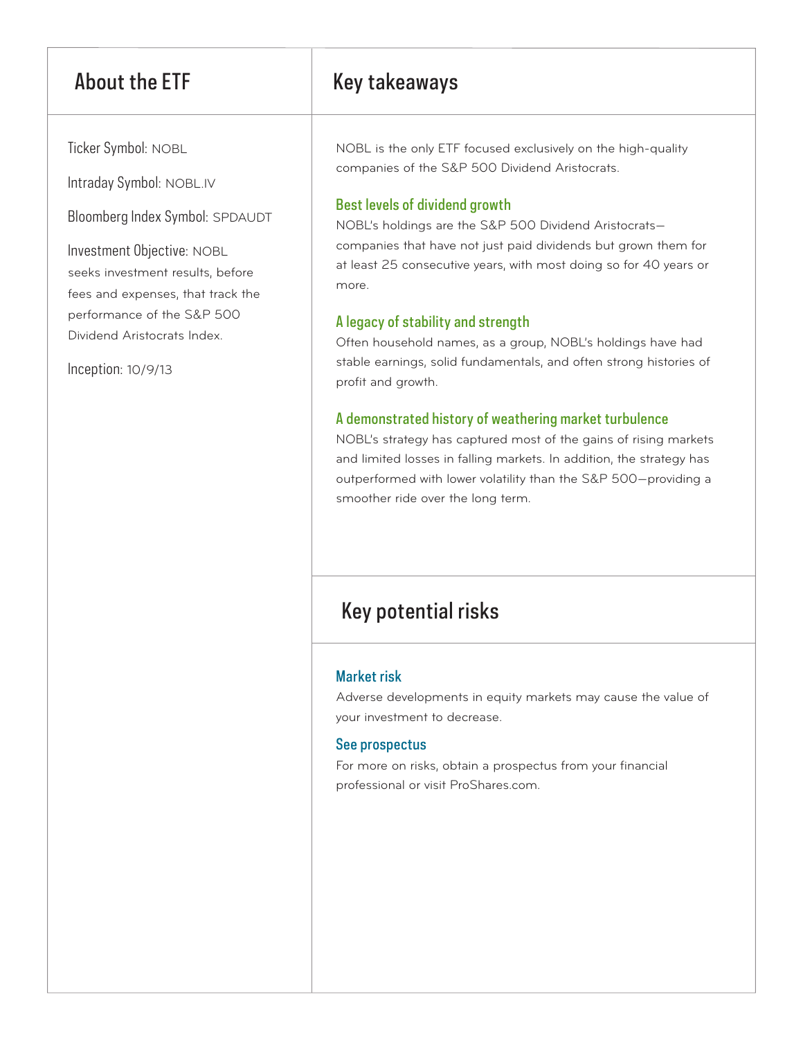## About the ETF

Ticker Symbol: NOBL

Intraday Symbol: NOBL.IV

Bloomberg Index Symbol: SPDAUDT

Investment Objective: NOBL seeks investment results, before fees and expenses, that track the performance of the S&P 500 Dividend Aristocrats Index.

Inception: 10/9/13

## Key takeaways

NOBL is the only ETF focused exclusively on the high-quality companies of the S&P 500 Dividend Aristocrats.

### Best levels of dividend growth

NOBL's holdings are the S&P 500 Dividend Aristocrats—companies that have not just paid dividends but grown them for at least 25 consecutive years, with most doing so for 40 years or more.

### A legacy of stability and strength

Often household names, as a group, NOBL's holdings have had stable earnings, solid fundamentals, and often strong histories of profit and growth.

### A demonstrated history of weathering market turbulence

NOBL's strategy has captured most of the gains of rising markets and limited losses in falling markets. In addition, the strategy has outperformed with lower volatility than the S&P 500—providing a smoother ride over the long term.

## Key potential risks

### Market risk

Adverse developments in equity markets may cause the value of your investment to decrease.

### See prospectus

For more on risks, obtain a prospectus from your financial professional or visit ProShares.com.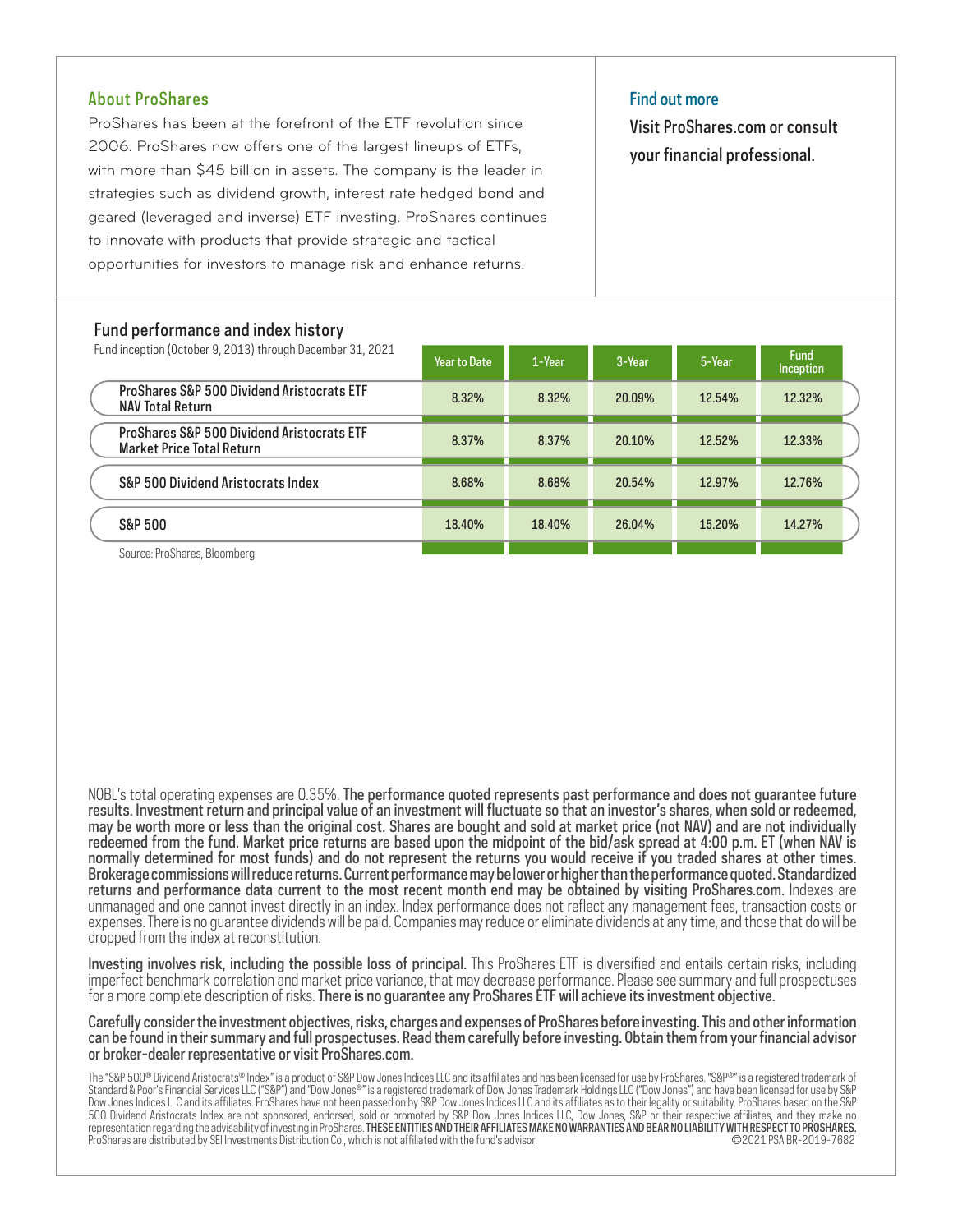## About ProShares

ProShares has been at the forefront of the ETF revolution since 2006. ProShares now offers one of the largest lineups of ETFs, with more than $45 billion in assets. The company is the leader in strategies such as dividend growth, interest rate hedged bond and geared (leveraged and inverse) ETF investing. ProShares continues to innovate with products that provide strategic and tactical opportunities for investors to manage risk and enhance returns.

## Find out more

Visit ProShares.com or consult your financial professional.

## Fund performance and index history

Fund inception (October 9, 2013) through December 31, 2021

| | Year to Date | 1-Year | 3-Year | 5-Year | Fund Inception |
|---|---|---|---|---|---|
| ProShares S&P 500 Dividend Aristocrats ETF NAV Total Return | 8.32% | 8.32% | 20.09% | 12.54% | 12.32% |
| ProShares S&P 500 Dividend Aristocrats ETF Market Price Total Return | 8.37% | 8.37% | 20.10% | 12.52% | 12.33% |
| S&P 500 Dividend Aristocrats Index | 8.68% | 8.68% | 20.54% | 12.97% | 12.76% |
| S&P 500 | 18.40% | 18.40% | 26.04% | 15.20% | 14.27% |

Source: ProShares, Bloomberg

NOBL's total operating expenses are 0.35%. **The performance quoted represents past performance and does not guarantee future results. Investment return and principal value of an investment will fluctuate so that an investor's shares, when sold or redeemed, may be worth more or less than the original cost. Shares are bought and sold at market price (not NAV) and are not individually redeemed from the fund. Market price returns are based upon the midpoint of the bid/ask spread at 4:00 p.m. ET (when NAV is normally determined for most funds) and do not represent the returns you would receive if you traded shares at other times. Brokerage commissions will reduce returns. Current performance may be lower or higher than the performance quoted. Standardized returns and performance data current to the most recent month end may be obtained by visiting ProShares.com.** Indexes are unmanaged and one cannot invest directly in an index. Index performance does not reflect any management fees, transaction costs or expenses. There is no guarantee dividends will be paid. Companies may reduce or eliminate dividends at any time, and those that do will be dropped from the index at reconstitution.

**Investing involves risk, including the possible loss of principal.** This ProShares ETF is diversified and entails certain risks, including imperfect benchmark correlation and market price variance, that may decrease performance. Please see summary and full prospectuses for a more complete description of risks. **There is no guarantee any ProShares ETF will achieve its investment objective.**

**Carefully consider the investment objectives, risks, charges and expenses of ProShares before investing. This and other information can be found in their summary and full prospectuses. Read them carefully before investing. Obtain them from your financial advisor or broker-dealer representative or visit ProShares.com.**

The "S&P 500® Dividend Aristocrats® Index" is a product of S&P Dow Jones Indices LLC and its affiliates and has been licensed for use by ProShares. "S&P®" is a registered trademark of Standard & Poor's Financial Services LLC ("S&P") and "Dow Jones®" is a registered trademark of Dow Jones Trademark Holdings LLC ("Dow Jones") and have been licensed for use by S&P Dow Jones Indices LLC and its affiliates. ProShares have not been passed on by S&P Dow Jones Indices LLC and its affiliates as to their legality or suitability. ProShares based on the S&P 500 Dividend Aristocrats Index are not sponsored, endorsed, sold or promoted by S&P Dow Jones Indices LLC, Dow Jones, S&P or their respective affiliates, and they make no representation regarding the advisability of investing in ProShares. THESE ENTITIES AND THEIR AFFILIATES MAKE NO WARRANTIES AND BEAR NO LIABILITY WITH RESPECT TO PROSHARES. ProShares are distributed by SEI Investments Distribution Co., which is not affiliated with the fund's advisor. ©2021 PSA BR-2019-7682